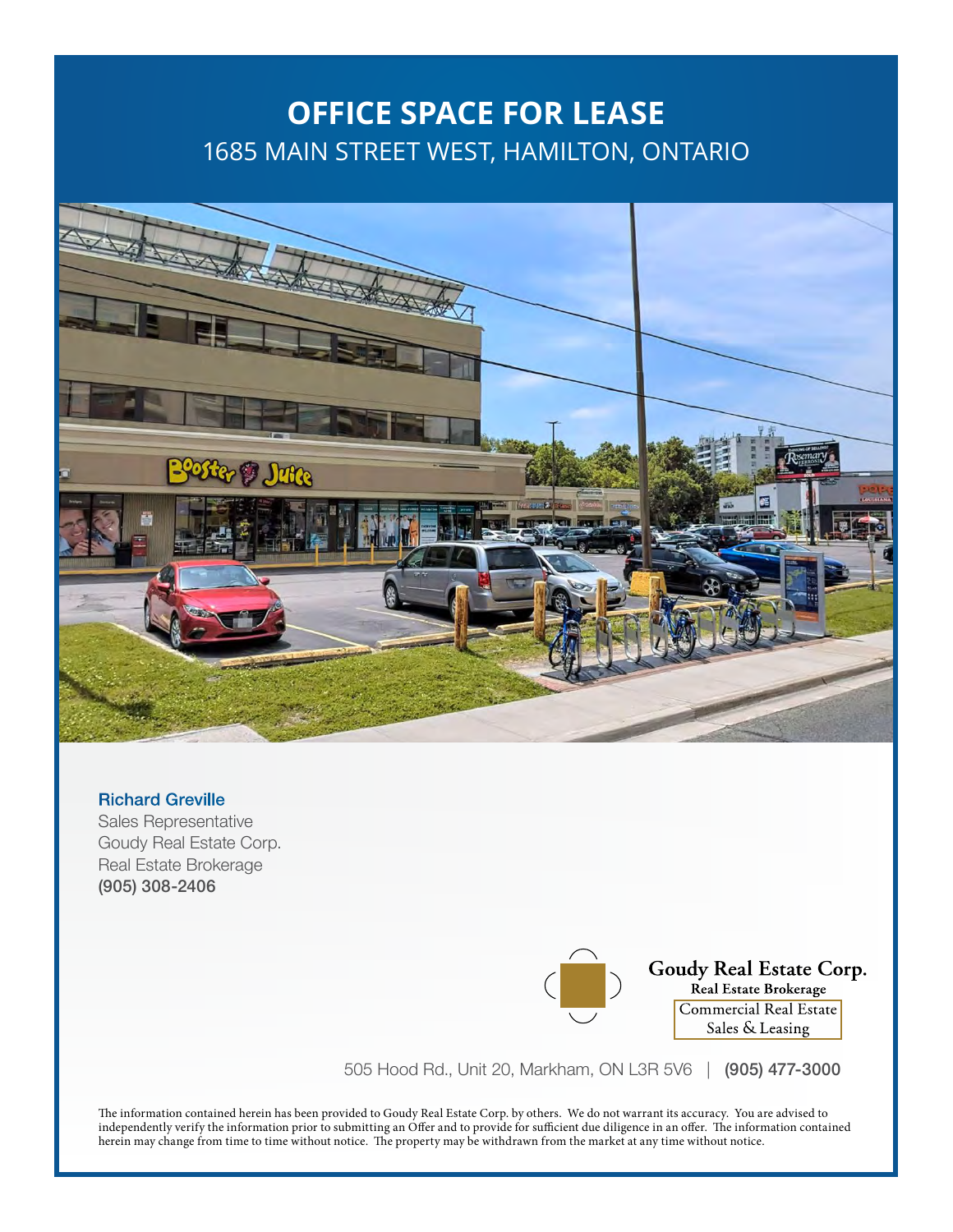# OFFICE SPACE FOR LEASE

## 1685 MAIN STREET WEST, HAMILTON, ONTARIO

**Richard Greville**
Sales Representative
Goudy Real Estate Corp.
Real Estate Brokerage
**(905) 308-2406**

**Goudy Real Estate Corp.**
**Real Estate Brokerage**
Commercial Real Estate
Sales & Leasing

505 Hood Rd., Unit 20, Markham, ON L3R 5V6 | **(905) 477-3000**

The information contained herein has been provided to Goudy Real Estate Corp. by others. We do not warrant its accuracy. You are advised to independently verify the information prior to submitting an Offer and to provide for sufficient due diligence in an offer. The information contained herein may change from time to time without notice. The property may be withdrawn from the market at any time without notice.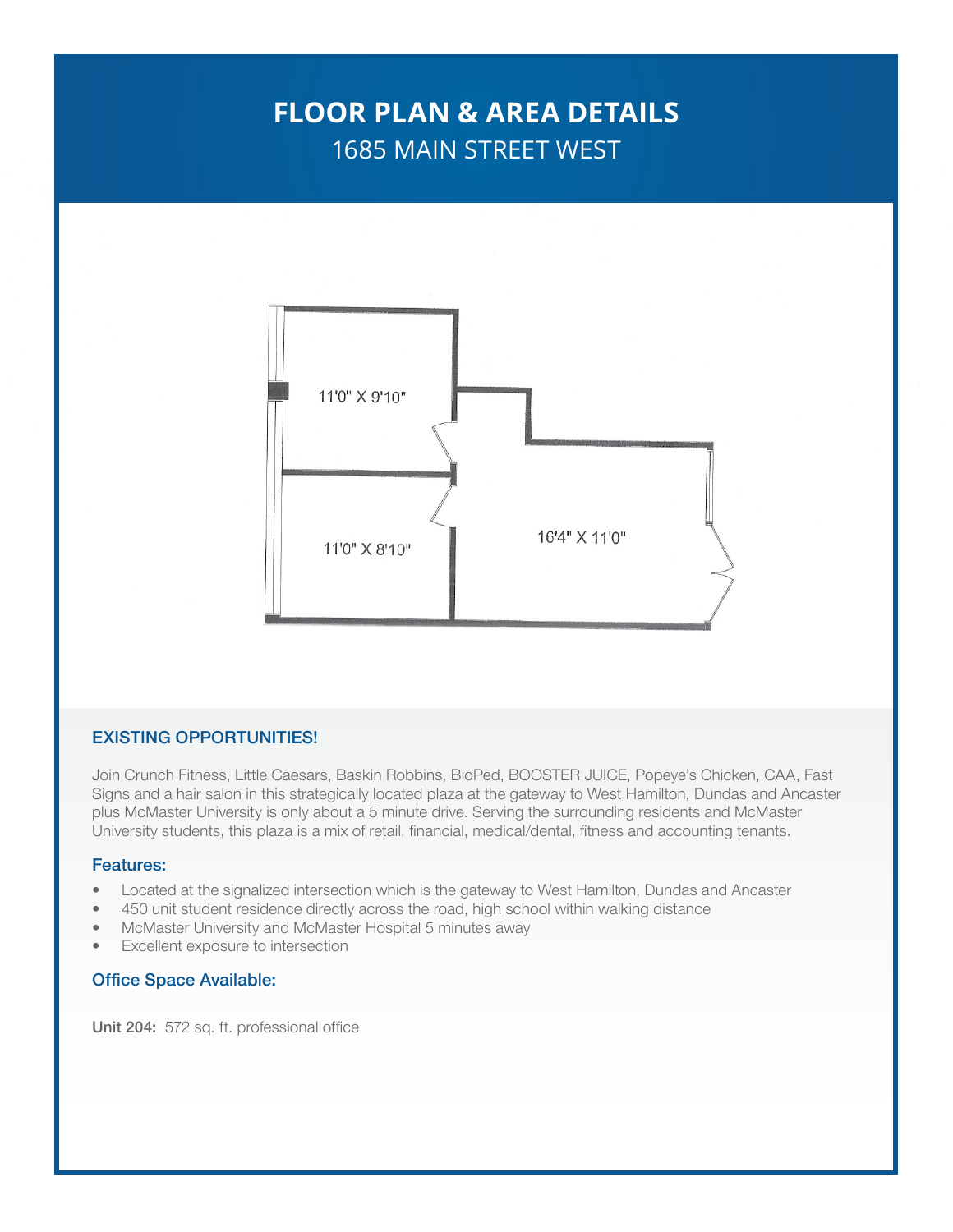# FLOOR PLAN & AREA DETAILS

## 1685 MAIN STREET WEST

11'0" X 9'10"

11'0" X 8'10"

16'4" X 11'0"

### EXISTING OPPORTUNITIES!

Join Crunch Fitness, Little Caesars, Baskin Robbins, BioPed, BOOSTER JUICE, Popeye's Chicken, CAA, Fast Signs and a hair salon in this strategically located plaza at the gateway to West Hamilton, Dundas and Ancaster plus McMaster University is only about a 5 minute drive. Serving the surrounding residents and McMaster University students, this plaza is a mix of retail, financial, medical/dental, fitness and accounting tenants.

### Features:

- Located at the signalized intersection which is the gateway to West Hamilton, Dundas and Ancaster
- 450 unit student residence directly across the road, high school within walking distance
- McMaster University and McMaster Hospital 5 minutes away
- Excellent exposure to intersection

### Office Space Available:

**Unit 204:** 572 sq. ft. professional office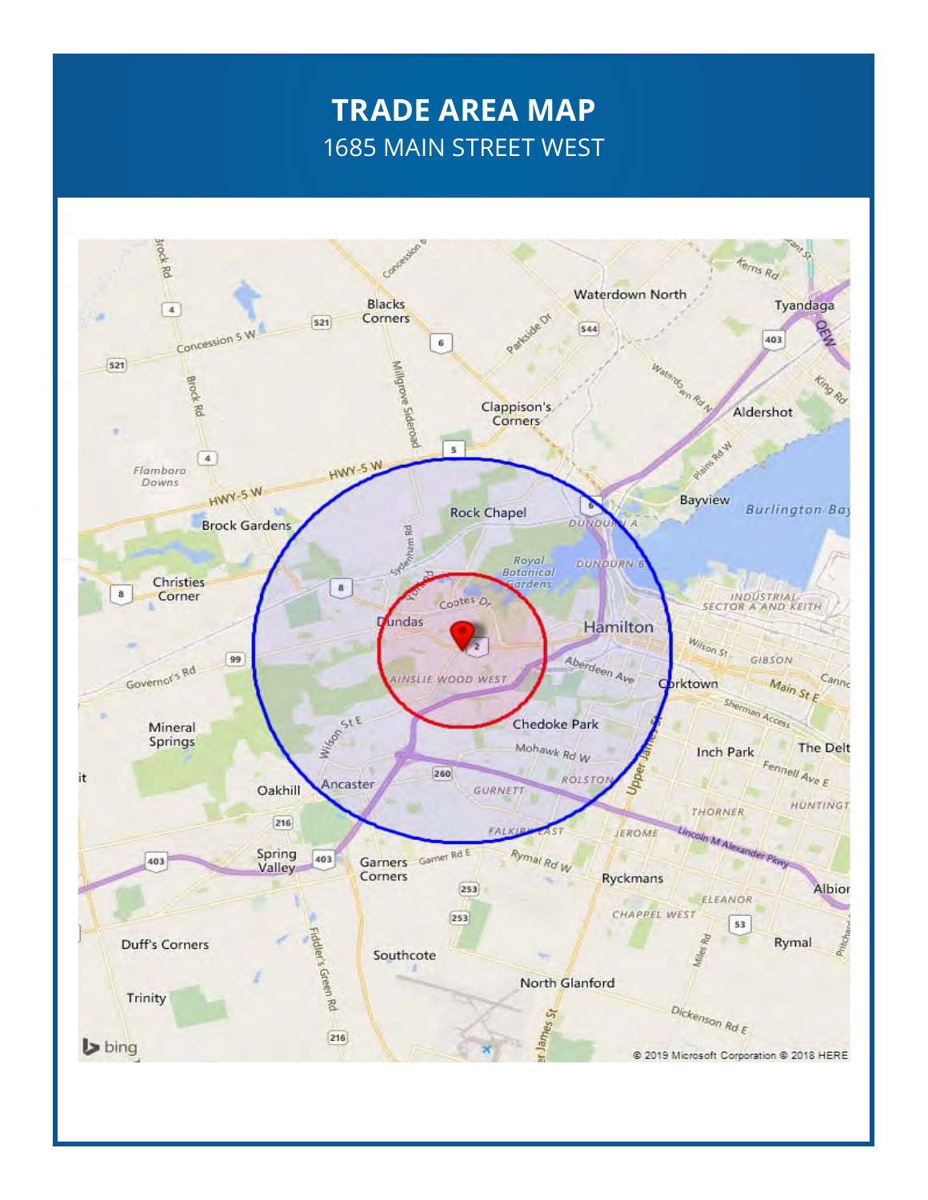# TRADE AREA MAP

1685 MAIN STREET WEST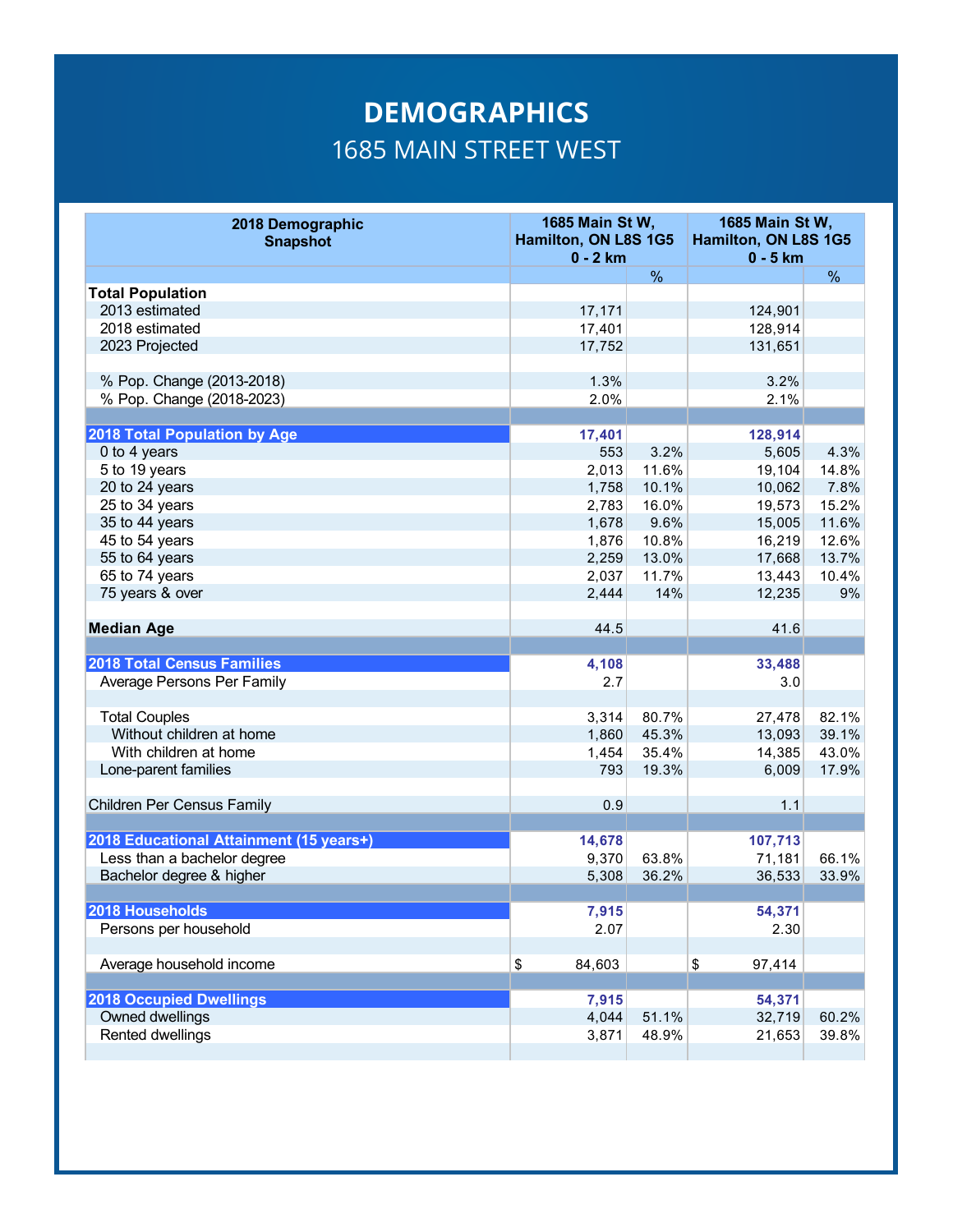# DEMOGRAPHICS

## 1685 MAIN STREET WEST

| 2018 Demographic Snapshot | 1685 Main St W, Hamilton, ON L8S 1G5 0 - 2 km | | 1685 Main St W, Hamilton, ON L8S 1G5 0 - 5 km | |
|---|---|---|---|---|
| | | % | | % |
| **Total Population** | | | | |
| 2013 estimated | 17,171 | | 124,901 | |
| 2018 estimated | 17,401 | | 128,914 | |
| 2023 Projected | 17,752 | | 131,651 | |
| | | | | |
| % Pop. Change (2013-2018) | 1.3% | | 3.2% | |
| % Pop. Change (2018-2023) | 2.0% | | 2.1% | |
| | | | | |
| **2018 Total Population by Age** | **17,401** | | **128,914** | |
| 0 to 4 years | 553 | 3.2% | 5,605 | 4.3% |
| 5 to 19 years | 2,013 | 11.6% | 19,104 | 14.8% |
| 20 to 24 years | 1,758 | 10.1% | 10,062 | 7.8% |
| 25 to 34 years | 2,783 | 16.0% | 19,573 | 15.2% |
| 35 to 44 years | 1,678 | 9.6% | 15,005 | 11.6% |
| 45 to 54 years | 1,876 | 10.8% | 16,219 | 12.6% |
| 55 to 64 years | 2,259 | 13.0% | 17,668 | 13.7% |
| 65 to 74 years | 2,037 | 11.7% | 13,443 | 10.4% |
| 75 years & over | 2,444 | 14% | 12,235 | 9% |
| | | | | |
| **Median Age** | 44.5 | | 41.6 | |
| | | | | |
| **2018 Total Census Families** | **4,108** | | **33,488** | |
| Average Persons Per Family | 2.7 | | 3.0 | |
| | | | | |
| Total Couples | 3,314 | 80.7% | 27,478 | 82.1% |
| Without children at home | 1,860 | 45.3% | 13,093 | 39.1% |
| With children at home | 1,454 | 35.4% | 14,385 | 43.0% |
| Lone-parent families | 793 | 19.3% | 6,009 | 17.9% |
| | | | | |
| Children Per Census Family | 0.9 | | 1.1 | |
| | | | | |
| **2018 Educational Attainment (15 years+)** | **14,678** | | **107,713** | |
| Less than a bachelor degree | 9,370 | 63.8% | 71,181 | 66.1% |
| Bachelor degree & higher | 5,308 | 36.2% | 36,533 | 33.9% |
| | | | | |
| **2018 Households** | **7,915** | | **54,371** | |
| Persons per household | 2.07 | | 2.30 | |
| | | | | |
| Average household income | $ 84,603 | | $ 97,414 | |
| | | | | |
| **2018 Occupied Dwellings** | **7,915** | | **54,371** | |
| Owned dwellings | 4,044 | 51.1% | 32,719 | 60.2% |
| Rented dwellings | 3,871 | 48.9% | 21,653 | 39.8% |